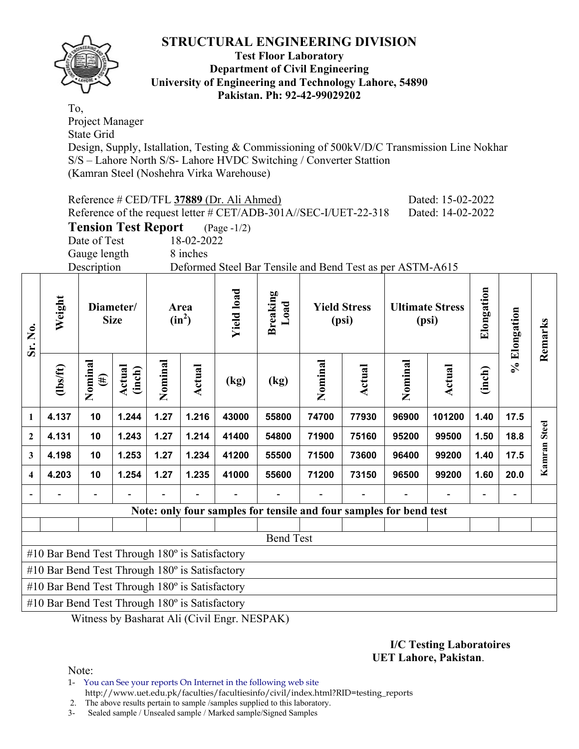# STRUCTURAL ENGINEERING DIVISION

**Test Floor Laboratory**
**Department of Civil Engineering**
**University of Engineering and Technology Lahore, 54890**
**Pakistan. Ph: 92-42-99029202**

To,
Project Manager
State Grid
Design, Supply, Istallation, Testing & Commissioning of 500kV/D/C Transmission Line Nokhar S/S – Lahore North S/S- Lahore HVDC Switching / Converter Stattion
(Kamran Steel (Noshehra Virka Warehouse)

Reference # CED/TFL **37889** (Dr. Ali Ahmed) Dated: 15-02-2022
Reference of the request letter # CET/ADB-301A//SEC-I/UET-22-318 Dated: 14-02-2022

**Tension Test Report** (Page -1/2)

Date of Test 18-02-2022
Gauge length 8 inches
Description Deformed Steel Bar Tensile and Bend Test as per ASTM-A615

| Sr. No. | Weight | Diameter/ Size | | Area ($in^2$) | | Yield load | Breaking Load | Yield Stress (psi) | | Ultimate Stress (psi) | | Elongation | % Elongation | Remarks |
|---|---|---|---|---|---|---|---|---|---|---|---|---|---|---|
| | (lbs/ft) | Nominal (#) | Actual (inch) | Nominal | Actual | (kg) | (kg) | Nominal | Actual | Nominal | Actual | (inch) | | |
| 1 | 4.137 | 10 | 1.244 | 1.27 | 1.216 | 43000 | 55800 | 74700 | 77930 | 96900 | 101200 | 1.40 | 17.5 | Kamran Steel |
| 2 | 4.131 | 10 | 1.243 | 1.27 | 1.214 | 41400 | 54800 | 71900 | 75160 | 95200 | 99500 | 1.50 | 18.8 | |
| 3 | 4.198 | 10 | 1.253 | 1.27 | 1.234 | 41200 | 55500 | 71500 | 73600 | 96400 | 99200 | 1.40 | 17.5 | |
| 4 | 4.203 | 10 | 1.254 | 1.27 | 1.235 | 41000 | 55600 | 71200 | 73150 | 96500 | 99200 | 1.60 | 20.0 | |
| - | - | - | - | - | - | - | - | - | - | - | - | - | - | |

**Note: only four samples for tensile and four samples for bend test**

Bend Test

#10 Bar Bend Test Through 180º is Satisfactory
#10 Bar Bend Test Through 180º is Satisfactory
#10 Bar Bend Test Through 180º is Satisfactory
#10 Bar Bend Test Through 180º is Satisfactory

Witness by Basharat Ali (Civil Engr. NESPAK)

**I/C Testing Laboratoires**
**UET Lahore, Pakistan**.

Note:
1- You can See your reports On Internet in the following web site
http://www.uet.edu.pk/faculties/facultiesinfo/civil/index.html?RID=testing_reports
2. The above results pertain to sample /samples supplied to this laboratory.
3- Sealed sample / Unsealed sample / Marked sample/Signed Samples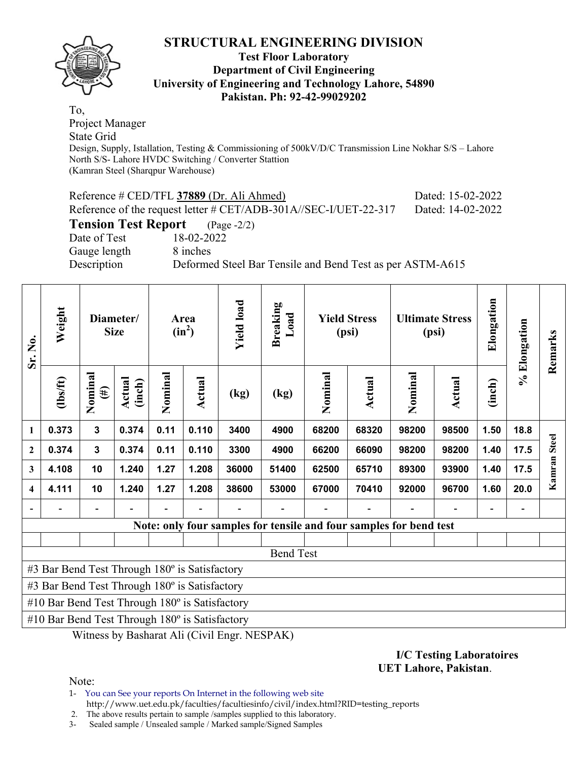# STRUCTURAL ENGINEERING DIVISION

**Test Floor Laboratory**
**Department of Civil Engineering**
**University of Engineering and Technology Lahore, 54890**
**Pakistan. Ph: 92-42-99029202**

To,
Project Manager
State Grid
Design, Supply, Istallation, Testing & Commissioning of 500kV/D/C Transmission Line Nokhar S/S – Lahore North S/S- Lahore HVDC Switching / Converter Stattion
(Kamran Steel (Sharqpur Warehouse)

Reference # CED/TFL **37889** (Dr. Ali Ahmed) Dated: 15-02-2022
Reference of the request letter # CET/ADB-301A//SEC-I/UET-22-317 Dated: 14-02-2022

**Tension Test Report** (Page -2/2)

Date of Test 18-02-2022
Gauge length 8 inches
Description Deformed Steel Bar Tensile and Bend Test as per ASTM-A615

| Sr. No. | Weight | Diameter/ Size | | Area ($in^2$) | | Yield load | Breaking Load | Yield Stress (psi) | | Ultimate Stress (psi) | | Elongation | % Elongation | Remarks |
|---|---|---|---|---|---|---|---|---|---|---|---|---|---|---|
| | (lbs/ft) | Nominal (#) | Actual (inch) | Nominal | Actual | (kg) | (kg) | Nominal | Actual | Nominal | Actual | (inch) | | |
| 1 | 0.373 | 3 | 0.374 | 0.11 | 0.110 | 3400 | 4900 | 68200 | 68320 | 98200 | 98500 | 1.50 | 18.8 | Kamran Steel |
| 2 | 0.374 | 3 | 0.374 | 0.11 | 0.110 | 3300 | 4900 | 66200 | 66090 | 98200 | 98200 | 1.40 | 17.5 | |
| 3 | 4.108 | 10 | 1.240 | 1.27 | 1.208 | 36000 | 51400 | 62500 | 65710 | 89300 | 93900 | 1.40 | 17.5 | |
| 4 | 4.111 | 10 | 1.240 | 1.27 | 1.208 | 38600 | 53000 | 67000 | 70410 | 92000 | 96700 | 1.60 | 20.0 | |
| - | - | - | - | - | - | - | - | - | - | - | - | - | - | |
| **Note: only four samples for tensile and four samples for bend test** | | | | | | | | | | | | | | |
| | | | | | | | | | | | | | | |
| Bend Test | | | | | | | | | | | | | | |
| #3 Bar Bend Test Through 180º is Satisfactory | | | | | | | | | | | | | | |
| #3 Bar Bend Test Through 180º is Satisfactory | | | | | | | | | | | | | | |
| #10 Bar Bend Test Through 180º is Satisfactory | | | | | | | | | | | | | | |
| #10 Bar Bend Test Through 180º is Satisfactory | | | | | | | | | | | | | | |

Witness by Basharat Ali (Civil Engr. NESPAK)

**I/C Testing Laboratoires**
**UET Lahore, Pakistan**.

Note:
1- You can See your reports On Internet in the following web site
http://www.uet.edu.pk/faculties/facultiesinfo/civil/index.html?RID=testing_reports
2. The above results pertain to sample /samples supplied to this laboratory.
3- Sealed sample / Unsealed sample / Marked sample/Signed Samples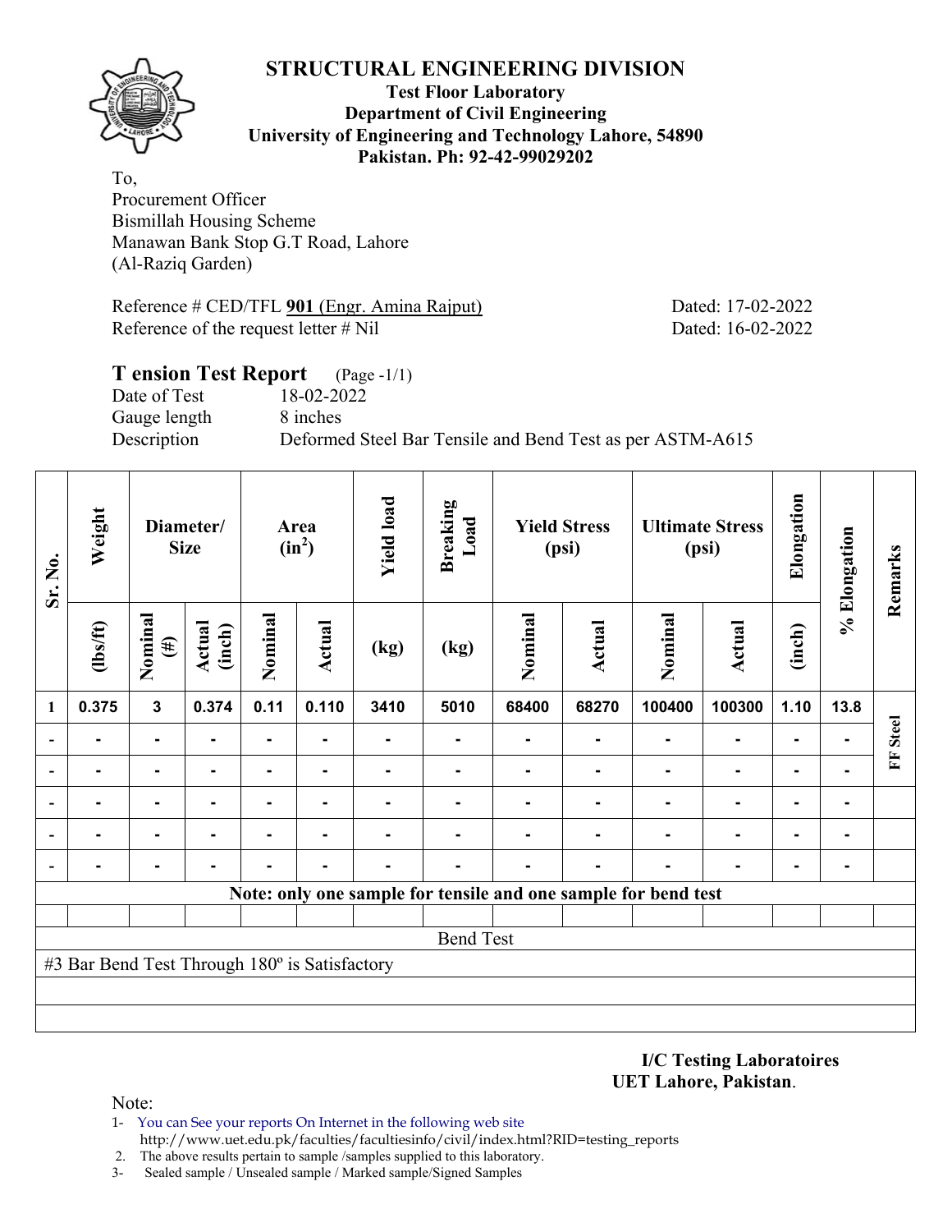# STRUCTURAL ENGINEERING DIVISION

**Test Floor Laboratory**
**Department of Civil Engineering**
**University of Engineering and Technology Lahore, 54890**
**Pakistan. Ph: 92-42-99029202**

To,
Procurement Officer
Bismillah Housing Scheme
Manawan Bank Stop G.T Road, Lahore
(Al-Raziq Garden)

Reference # CED/TFL **901** (Engr. Amina Rajput) Dated: 17-02-2022
Reference of the request letter # Nil Dated: 16-02-2022

## T ension Test Report (Page -1/1)

Date of Test 18-02-2022
Gauge length 8 inches
Description Deformed Steel Bar Tensile and Bend Test as per ASTM-A615

| Sr. No. | Weight | Diameter/ Size | | Area ($in^2$) | | Yield load | Breaking Load | Yield Stress (psi) | | Ultimate Stress (psi) | | Elongation | % Elongation | Remarks |
|---|---|---|---|---|---|---|---|---|---|---|---|---|---|---|
| | (lbs/ft) | Nominal (#) | Actual (inch) | Nominal | Actual | (kg) | (kg) | Nominal | Actual | Nominal | Actual | (inch) | | |
| 1 | 0.375 | 3 | 0.374 | 0.11 | 0.110 | 3410 | 5010 | 68400 | 68270 | 100400 | 100300 | 1.10 | 13.8 | FF Steel |
| - | - | - | - | - | - | - | - | - | - | - | - | - | - | |
| - | - | - | - | - | - | - | - | - | - | - | - | - | - | |
| - | - | - | - | - | - | - | - | - | - | - | - | - | - | |
| - | - | - | - | - | - | - | - | - | - | - | - | - | - | |
| - | - | - | - | - | - | - | - | - | - | - | - | - | - | |
| **Note: only one sample for tensile and one sample for bend test** | | | | | | | | | | | | | | |
| Bend Test | | | | | | | | | | | | | | |
| #3 Bar Bend Test Through 180º is Satisfactory | | | | | | | | | | | | | | |

**I/C Testing Laboratoires**
**UET Lahore, Pakistan**.

Note:
1- You can See your reports On Internet in the following web site
http://www.uet.edu.pk/faculties/facultiesinfo/civil/index.html?RID=testing_reports
2. The above results pertain to sample /samples supplied to this laboratory.
3- Sealed sample / Unsealed sample / Marked sample/Signed Samples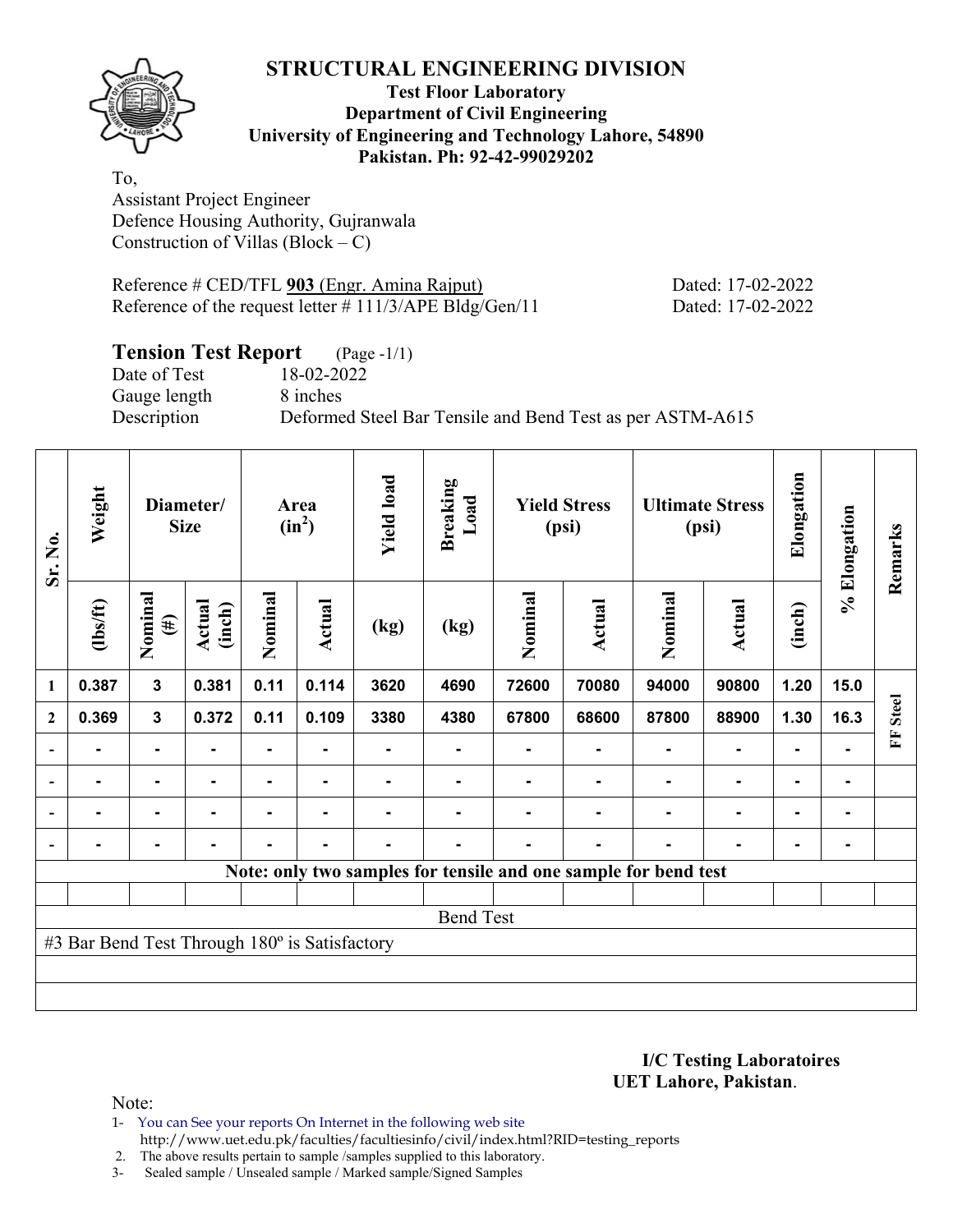# STRUCTURAL ENGINEERING DIVISION

**Test Floor Laboratory**
**Department of Civil Engineering**
**University of Engineering and Technology Lahore, 54890**
**Pakistan. Ph: 92-42-99029202**

To,
Assistant Project Engineer
Defence Housing Authority, Gujranwala
Construction of Villas (Block – C)

Reference # CED/TFL **903** (Engr. Amina Rajput) Dated: 17-02-2022
Reference of the request letter # 111/3/APE Bldg/Gen/11 Dated: 17-02-2022

## Tension Test Report (Page -1/1)

Date of Test 18-02-2022
Gauge length 8 inches
Description Deformed Steel Bar Tensile and Bend Test as per ASTM-A615

| Sr. No. | Weight | Diameter/ Size | | Area ($in^2$) | | Yield load | Breaking Load | Yield Stress (psi) | | Ultimate Stress (psi) | | Elongation | % Elongation | Remarks |
|---|---|---|---|---|---|---|---|---|---|---|---|---|---|---|
| | (lbs/ft) | Nominal (#) | Actual (inch) | Nominal | Actual | (kg) | (kg) | Nominal | Actual | Nominal | Actual | (inch) | | |
| 1 | 0.387 | 3 | 0.381 | 0.11 | 0.114 | 3620 | 4690 | 72600 | 70080 | 94000 | 90800 | 1.20 | 15.0 | FF Steel |
| 2 | 0.369 | 3 | 0.372 | 0.11 | 0.109 | 3380 | 4380 | 67800 | 68600 | 87800 | 88900 | 1.30 | 16.3 | |
| - | - | - | - | - | - | - | - | - | - | - | - | - | - | |
| - | - | - | - | - | - | - | - | - | - | - | - | - | - | |
| - | - | - | - | - | - | - | - | - | - | - | - | - | - | |
| - | - | - | - | - | - | - | - | - | - | - | - | - | - | |
| **Note: only two samples for tensile and one sample for bend test** | | | | | | | | | | | | | | |
| Bend Test | | | | | | | | | | | | | | |
| #3 Bar Bend Test Through 180º is Satisfactory | | | | | | | | | | | | | | |

**I/C Testing Laboratoires**
**UET Lahore, Pakistan**.

Note:
1- You can See your reports On Internet in the following web site
http://www.uet.edu.pk/faculties/facultiesinfo/civil/index.html?RID=testing_reports
2. The above results pertain to sample /samples supplied to this laboratory.
3- Sealed sample / Unsealed sample / Marked sample/Signed Samples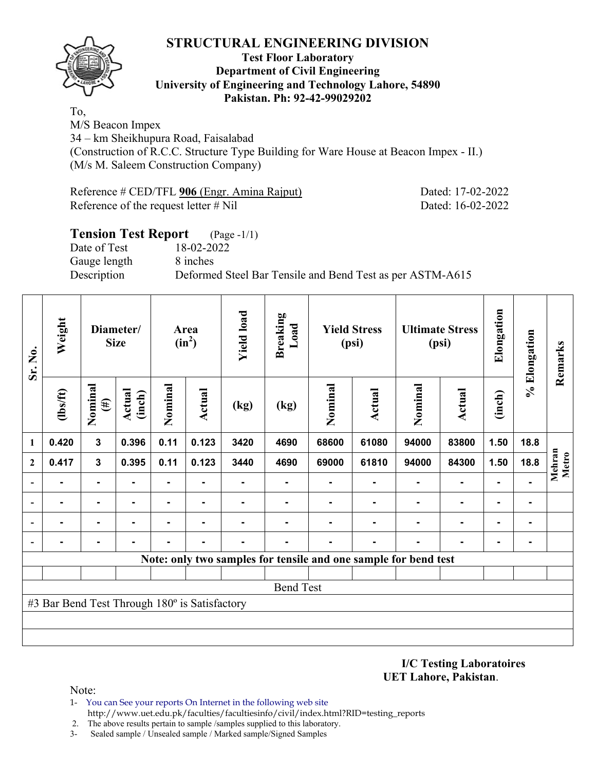# STRUCTURAL ENGINEERING DIVISION

**Test Floor Laboratory**
**Department of Civil Engineering**
**University of Engineering and Technology Lahore, 54890**
**Pakistan. Ph: 92-42-99029202**

To,
M/S Beacon Impex
34 – km Sheikhupura Road, Faisalabad
(Construction of R.C.C. Structure Type Building for Ware House at Beacon Impex - II.)
(M/s M. Saleem Construction Company)

Reference # CED/TFL **906** (Engr. Amina Rajput) Dated: 17-02-2022
Reference of the request letter # Nil Dated: 16-02-2022

## Tension Test Report (Page -1/1)

Date of Test 18-02-2022
Gauge length 8 inches
Description Deformed Steel Bar Tensile and Bend Test as per ASTM-A615

| Sr. No. | Weight | Diameter/ Size | | Area ($in^2$) | | Yield load | Breaking Load | Yield Stress (psi) | | Ultimate Stress (psi) | | Elongation | % Elongation | Remarks |
|---|---|---|---|---|---|---|---|---|---|---|---|---|---|---|
| | (lbs/ft) | Nominal (#) | Actual (inch) | Nominal | Actual | (kg) | (kg) | Nominal | Actual | Nominal | Actual | (inch) | | |
| 1 | 0.420 | 3 | 0.396 | 0.11 | 0.123 | 3420 | 4690 | 68600 | 61080 | 94000 | 83800 | 1.50 | 18.8 | Mehran Metro |
| 2 | 0.417 | 3 | 0.395 | 0.11 | 0.123 | 3440 | 4690 | 69000 | 61810 | 94000 | 84300 | 1.50 | 18.8 | |
| - | - | - | - | - | - | - | - | - | - | - | - | - | - | |
| - | - | - | - | - | - | - | - | - | - | - | - | - | - | |
| - | - | - | - | - | - | - | - | - | - | - | - | - | - | |
| - | - | - | - | - | - | - | - | - | - | - | - | - | - | |

**Note: only two samples for tensile and one sample for bend test**

Bend Test

#3 Bar Bend Test Through 180º is Satisfactory

**I/C Testing Laboratoires**
**UET Lahore, Pakistan**.

Note:
1- You can See your reports On Internet in the following web site
http://www.uet.edu.pk/faculties/facultiesinfo/civil/index.html?RID=testing_reports
2. The above results pertain to sample /samples supplied to this laboratory.
3- Sealed sample / Unsealed sample / Marked sample/Signed Samples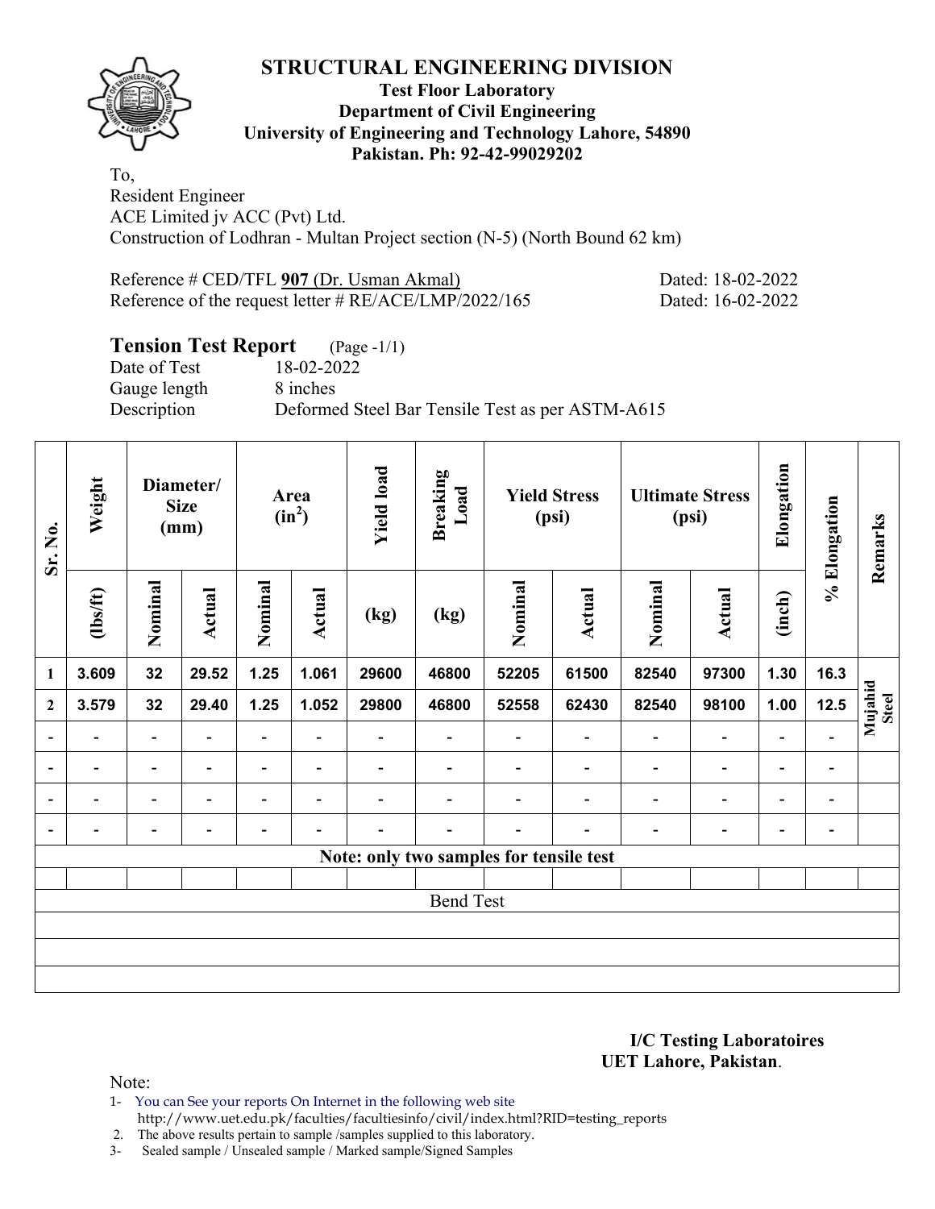# STRUCTURAL ENGINEERING DIVISION

**Test Floor Laboratory**
**Department of Civil Engineering**
**University of Engineering and Technology Lahore, 54890**
**Pakistan. Ph: 92-42-99029202**

To,
Resident Engineer
ACE Limited jv ACC (Pvt) Ltd.
Construction of Lodhran - Multan Project section (N-5) (North Bound 62 km)

Reference # CED/TFL **907** (Dr. Usman Akmal) Dated: 18-02-2022
Reference of the request letter # RE/ACE/LMP/2022/165 Dated: 16-02-2022

## Tension Test Report (Page -1/1)

Date of Test 18-02-2022
Gauge length 8 inches
Description Deformed Steel Bar Tensile Test as per ASTM-A615

| Sr. No. | Weight | Diameter/ Size (mm) | | Area ($in^2$) | | Yield load | Breaking Load | Yield Stress (psi) | | Ultimate Stress (psi) | | Elongation | % Elongation | Remarks |
|---|---|---|---|---|---|---|---|---|---|---|---|---|---|---|
| | (lbs/ft) | Nominal | Actual | Nominal | Actual | (kg) | (kg) | Nominal | Actual | Nominal | Actual | (inch) | | |
| 1 | 3.609 | 32 | 29.52 | 1.25 | 1.061 | 29600 | 46800 | 52205 | 61500 | 82540 | 97300 | 1.30 | 16.3 | Mujahid Steel |
| 2 | 3.579 | 32 | 29.40 | 1.25 | 1.052 | 29800 | 46800 | 52558 | 62430 | 82540 | 98100 | 1.00 | 12.5 | |
| - | - | - | - | - | - | - | - | - | - | - | - | - | - | |
| - | - | - | - | - | - | - | - | - | - | - | - | - | - | |
| - | - | - | - | - | - | - | - | - | - | - | - | - | - | |
| - | - | - | - | - | - | - | - | - | - | - | - | - | - | |
| Note: only two samples for tensile test | | | | | | | | | | | | | | |
| | | | | | | | | | | | | | | |
| Bend Test | | | | | | | | | | | | | | |
| | | | | | | | | | | | | | | |
| | | | | | | | | | | | | | | |
| | | | | | | | | | | | | | | |

**I/C Testing Laboratoires**
**UET Lahore, Pakistan**.

Note:

1- You can See your reports On Internet in the following web site
http://www.uet.edu.pk/faculties/facultiesinfo/civil/index.html?RID=testing_reports

2. The above results pertain to sample /samples supplied to this laboratory.

3- Sealed sample / Unsealed sample / Marked sample/Signed Samples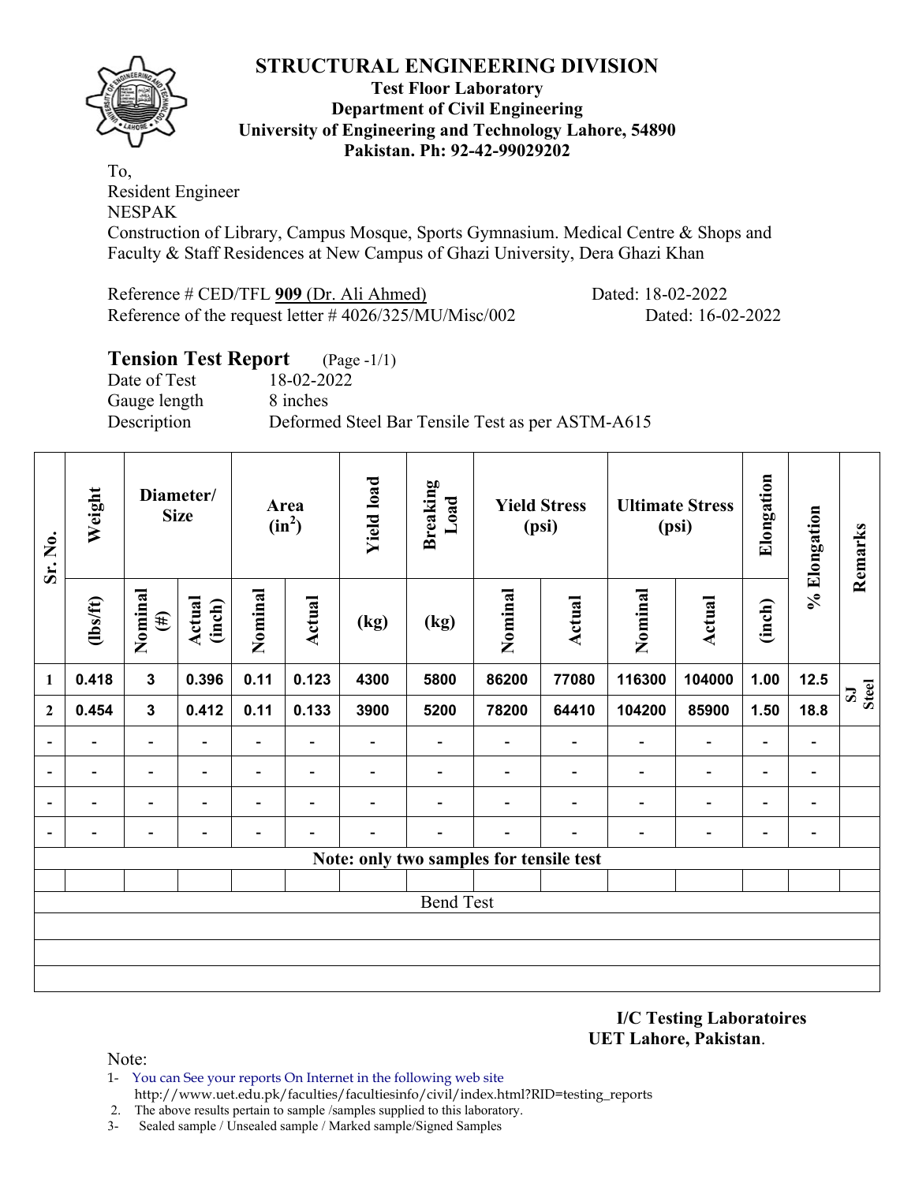# STRUCTURAL ENGINEERING DIVISION

**Test Floor Laboratory**
**Department of Civil Engineering**
**University of Engineering and Technology Lahore, 54890**
**Pakistan. Ph: 92-42-99029202**

To,
Resident Engineer
NESPAK
Construction of Library, Campus Mosque, Sports Gymnasium. Medical Centre & Shops and Faculty & Staff Residences at New Campus of Ghazi University, Dera Ghazi Khan

Reference # CED/TFL **909** (Dr. Ali Ahmed) Dated: 18-02-2022
Reference of the request letter # 4026/325/MU/Misc/002 Dated: 16-02-2022

## Tension Test Report (Page -1/1)

Date of Test 18-02-2022
Gauge length 8 inches
Description Deformed Steel Bar Tensile Test as per ASTM-A615

| Sr. No. | Weight | Diameter/ Size | | Area ($in^2$) | | Yield load | Breaking Load | Yield Stress (psi) | | Ultimate Stress (psi) | | Elongation | % Elongation | Remarks |
|---|---|---|---|---|---|---|---|---|---|---|---|---|---|---|
| | (lbs/ft) | Nominal (#) | Actual (inch) | Nominal | Actual | (kg) | (kg) | Nominal | Actual | Nominal | Actual | (inch) | | |
| 1 | 0.418 | 3 | 0.396 | 0.11 | 0.123 | 4300 | 5800 | 86200 | 77080 | 116300 | 104000 | 1.00 | 12.5 | SJ Steel |
| 2 | 0.454 | 3 | 0.412 | 0.11 | 0.133 | 3900 | 5200 | 78200 | 64410 | 104200 | 85900 | 1.50 | 18.8 | |
| - | - | - | - | - | - | - | - | - | - | - | - | - | - | |
| - | - | - | - | - | - | - | - | - | - | - | - | - | - | |
| - | - | - | - | - | - | - | - | - | - | - | - | - | - | |
| - | - | - | - | - | - | - | - | - | - | - | - | - | - | |
| Note: only two samples for tensile test | | | | | | | | | | | | | | |
| | | | | | | | | | | | | | | |
| Bend Test | | | | | | | | | | | | | | |
| | | | | | | | | | | | | | | |
| | | | | | | | | | | | | | | |
| | | | | | | | | | | | | | | |

**I/C Testing Laboratoires**
**UET Lahore, Pakistan**.

Note:
1- You can See your reports On Internet in the following web site
http://www.uet.edu.pk/faculties/facultiesinfo/civil/index.html?RID=testing_reports
2. The above results pertain to sample /samples supplied to this laboratory.
3- Sealed sample / Unsealed sample / Marked sample/Signed Samples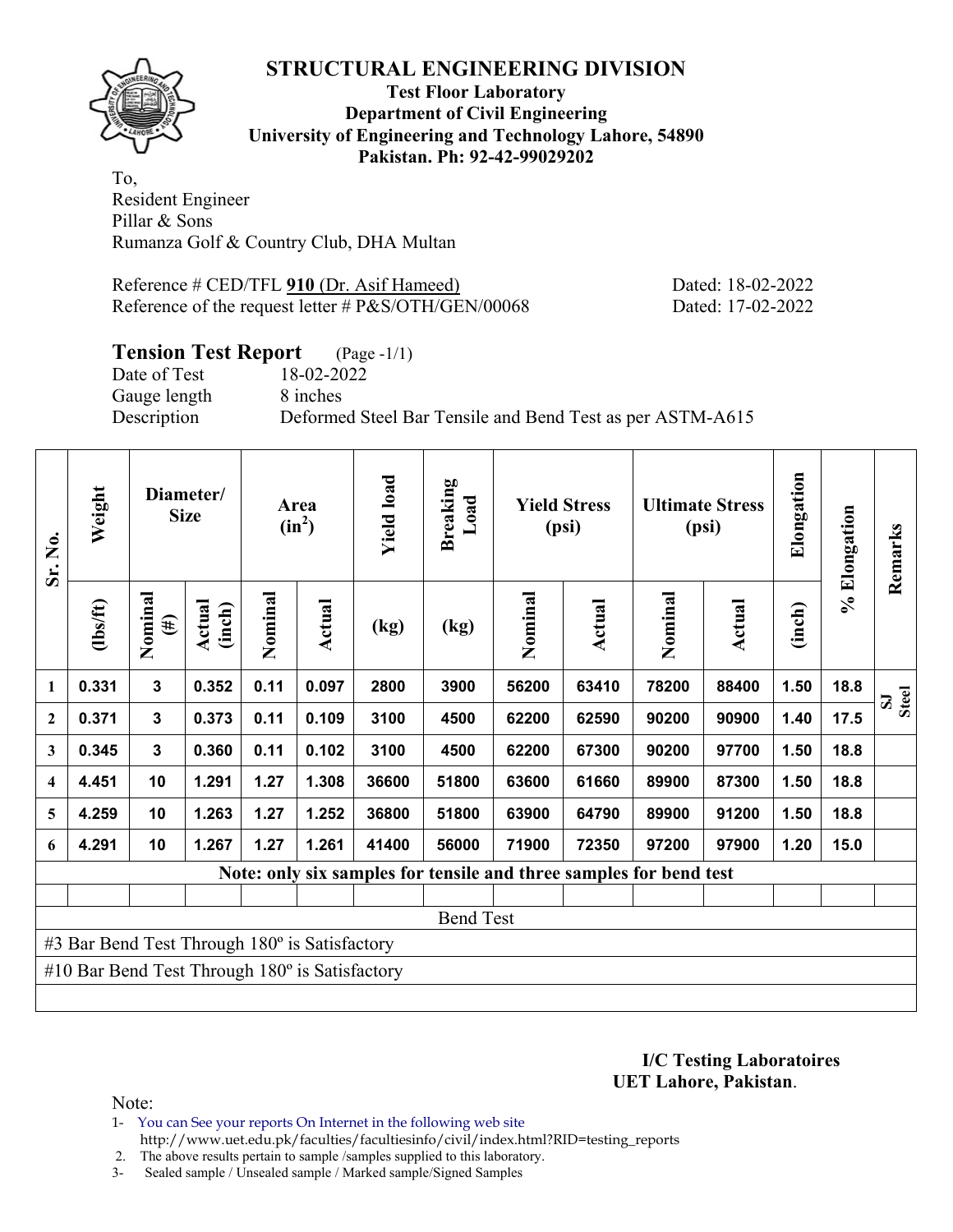# STRUCTURAL ENGINEERING DIVISION

**Test Floor Laboratory**
**Department of Civil Engineering**
**University of Engineering and Technology Lahore, 54890**
**Pakistan. Ph: 92-42-99029202**

To,
Resident Engineer
Pillar & Sons
Rumanza Golf & Country Club, DHA Multan

Reference # CED/TFL **910** (Dr. Asif Hameed) Dated: 18-02-2022
Reference of the request letter # P&S/OTH/GEN/00068 Dated: 17-02-2022

## Tension Test Report (Page -1/1)

Date of Test 18-02-2022
Gauge length 8 inches
Description Deformed Steel Bar Tensile and Bend Test as per ASTM-A615

| Sr. No. | Weight | Diameter/ Size | | Area ($in^2$) | | Yield load | Breaking Load | Yield Stress (psi) | | Ultimate Stress (psi) | | Elongation | % Elongation | Remarks |
|---|---|---|---|---|---|---|---|---|---|---|---|---|---|---|
| | (lbs/ft) | Nominal (#) | Actual (inch) | Nominal | Actual | (kg) | (kg) | Nominal | Actual | Nominal | Actual | (inch) | | |
| 1 | 0.331 | 3 | 0.352 | 0.11 | 0.097 | 2800 | 3900 | 56200 | 63410 | 78200 | 88400 | 1.50 | 18.8 | SJ Steel |
| 2 | 0.371 | 3 | 0.373 | 0.11 | 0.109 | 3100 | 4500 | 62200 | 62590 | 90200 | 90900 | 1.40 | 17.5 | |
| 3 | 0.345 | 3 | 0.360 | 0.11 | 0.102 | 3100 | 4500 | 62200 | 67300 | 90200 | 97700 | 1.50 | 18.8 | |
| 4 | 4.451 | 10 | 1.291 | 1.27 | 1.308 | 36600 | 51800 | 63600 | 61660 | 89900 | 87300 | 1.50 | 18.8 | |
| 5 | 4.259 | 10 | 1.263 | 1.27 | 1.252 | 36800 | 51800 | 63900 | 64790 | 89900 | 91200 | 1.50 | 18.8 | |
| 6 | 4.291 | 10 | 1.267 | 1.27 | 1.261 | 41400 | 56000 | 71900 | 72350 | 97200 | 97900 | 1.20 | 15.0 | |
| **Note: only six samples for tensile and three samples for bend test** | | | | | | | | | | | | | | |
| Bend Test | | | | | | | | | | | | | | |
| #3 Bar Bend Test Through 180º is Satisfactory | | | | | | | | | | | | | | |
| #10 Bar Bend Test Through 180º is Satisfactory | | | | | | | | | | | | | | |

**I/C Testing Laboratoires**
**UET Lahore, Pakistan**.

Note:
1- You can See your reports On Internet in the following web site
http://www.uet.edu.pk/faculties/facultiesinfo/civil/index.html?RID=testing_reports
2. The above results pertain to sample /samples supplied to this laboratory.
3- Sealed sample / Unsealed sample / Marked sample/Signed Samples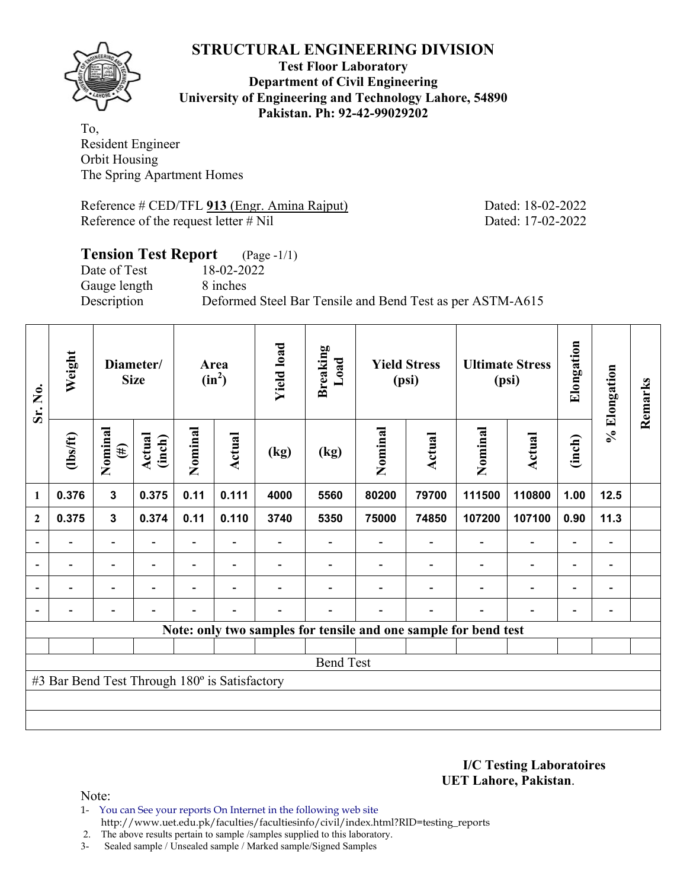# STRUCTURAL ENGINEERING DIVISION

**Test Floor Laboratory**
**Department of Civil Engineering**
**University of Engineering and Technology Lahore, 54890**
**Pakistan. Ph: 92-42-99029202**

To,
Resident Engineer
Orbit Housing
The Spring Apartment Homes

Reference # CED/TFL **913** (Engr. Amina Rajput) Dated: 18-02-2022
Reference of the request letter # Nil Dated: 17-02-2022

**Tension Test Report** (Page -1/1)
Date of Test 18-02-2022
Gauge length 8 inches
Description Deformed Steel Bar Tensile and Bend Test as per ASTM-A615

| Sr. No. | Weight | Diameter/ Size | | Area ($in^2$) | | Yield load | Breaking Load | Yield Stress (psi) | | Ultimate Stress (psi) | | Elongation | % Elongation | Remarks |
|---|---|---|---|---|---|---|---|---|---|---|---|---|---|---|
| | (lbs/ft) | Nominal (#) | Actual (inch) | Nominal | Actual | (kg) | (kg) | Nominal | Actual | Nominal | Actual | (inch) | | |
| 1 | 0.376 | 3 | 0.375 | 0.11 | 0.111 | 4000 | 5560 | 80200 | 79700 | 111500 | 110800 | 1.00 | 12.5 | |
| 2 | 0.375 | 3 | 0.374 | 0.11 | 0.110 | 3740 | 5350 | 75000 | 74850 | 107200 | 107100 | 0.90 | 11.3 | |
| - | - | - | - | - | - | - | - | - | - | - | - | - | - | |
| - | - | - | - | - | - | - | - | - | - | - | - | - | - | |
| - | - | - | - | - | - | - | - | - | - | - | - | - | - | |
| - | - | - | - | - | - | - | - | - | - | - | - | - | - | |

**Note: only two samples for tensile and one sample for bend test**

Bend Test

#3 Bar Bend Test Through 180º is Satisfactory

**I/C Testing Laboratoires**
**UET Lahore, Pakistan**.

Note:
1- You can See your reports On Internet in the following web site
http://www.uet.edu.pk/faculties/facultiesinfo/civil/index.html?RID=testing_reports
2. The above results pertain to sample /samples supplied to this laboratory.
3- Sealed sample / Unsealed sample / Marked sample/Signed Samples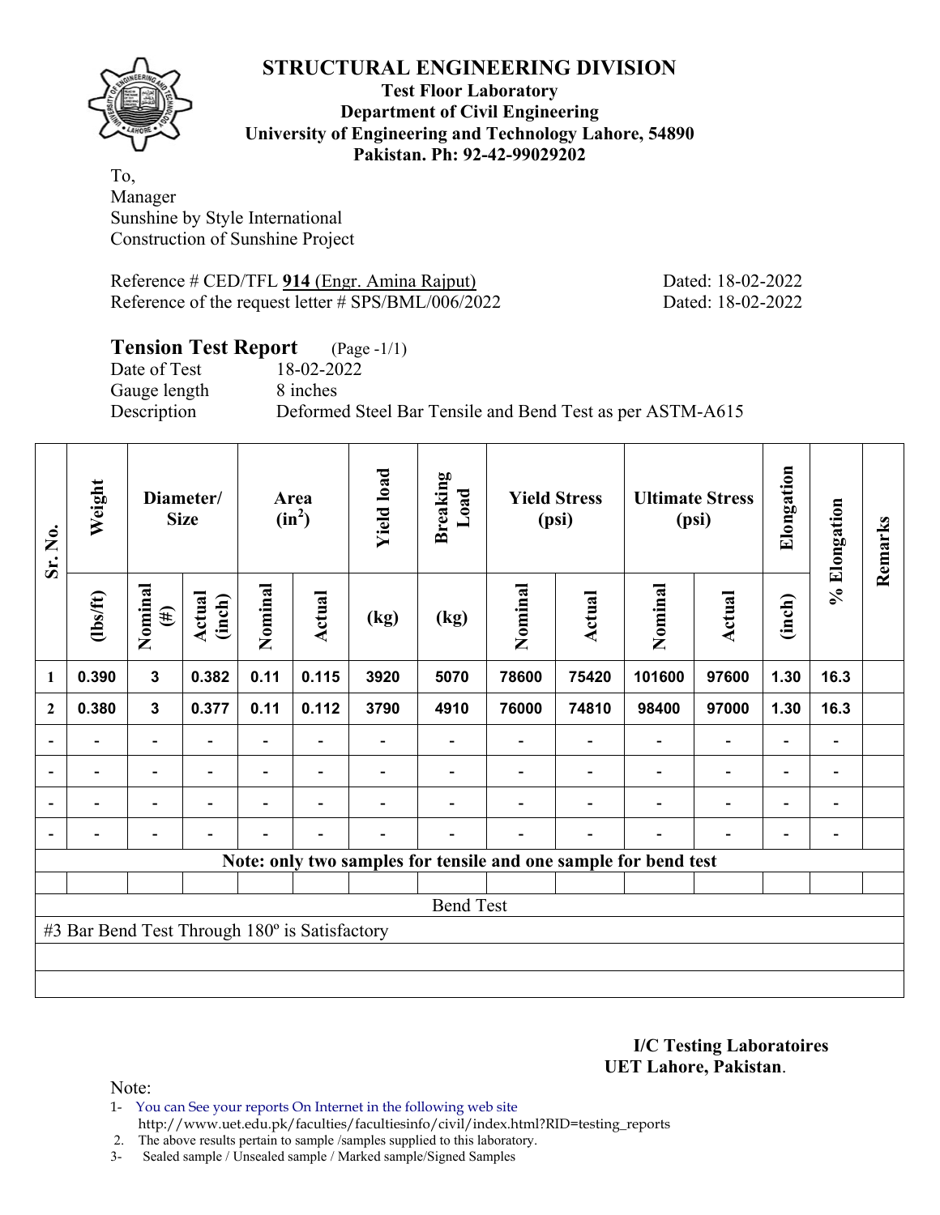# STRUCTURAL ENGINEERING DIVISION

**Test Floor Laboratory**
**Department of Civil Engineering**
**University of Engineering and Technology Lahore, 54890**
**Pakistan. Ph: 92-42-99029202**

To,
Manager
Sunshine by Style International
Construction of Sunshine Project

Reference # CED/TFL **914** (Engr. Amina Rajput) Dated: 18-02-2022
Reference of the request letter # SPS/BML/006/2022 Dated: 18-02-2022

## Tension Test Report (Page -1/1)

Date of Test 18-02-2022
Gauge length 8 inches
Description Deformed Steel Bar Tensile and Bend Test as per ASTM-A615

| Sr. No. | Weight | Diameter/ Size | | Area ($in^2$) | | Yield load | Breaking Load | Yield Stress (psi) | | Ultimate Stress (psi) | | Elongation | % Elongation | Remarks |
|---|---|---|---|---|---|---|---|---|---|---|---|---|---|---|
| | (lbs/ft) | Nominal (#) | Actual (inch) | Nominal | Actual | (kg) | (kg) | Nominal | Actual | Nominal | Actual | (inch) | | |
| 1 | 0.390 | 3 | 0.382 | 0.11 | 0.115 | 3920 | 5070 | 78600 | 75420 | 101600 | 97600 | 1.30 | 16.3 | |
| 2 | 0.380 | 3 | 0.377 | 0.11 | 0.112 | 3790 | 4910 | 76000 | 74810 | 98400 | 97000 | 1.30 | 16.3 | |
| - | - | - | - | - | - | - | - | - | - | - | - | - | - | |
| - | - | - | - | - | - | - | - | - | - | - | - | - | - | |
| - | - | - | - | - | - | - | - | - | - | - | - | - | - | |
| - | - | - | - | - | - | - | - | - | - | - | - | - | - | |
| Note: only two samples for tensile and one sample for bend test | | | | | | | | | | | | | | |
| Bend Test | | | | | | | | | | | | | | |
| #3 Bar Bend Test Through 180º is Satisfactory | | | | | | | | | | | | | | |

**I/C Testing Laboratoires**
**UET Lahore, Pakistan**.

Note:
1- You can See your reports On Internet in the following web site
http://www.uet.edu.pk/faculties/facultiesinfo/civil/index.html?RID=testing_reports
2. The above results pertain to sample /samples supplied to this laboratory.
3- Sealed sample / Unsealed sample / Marked sample/Signed Samples